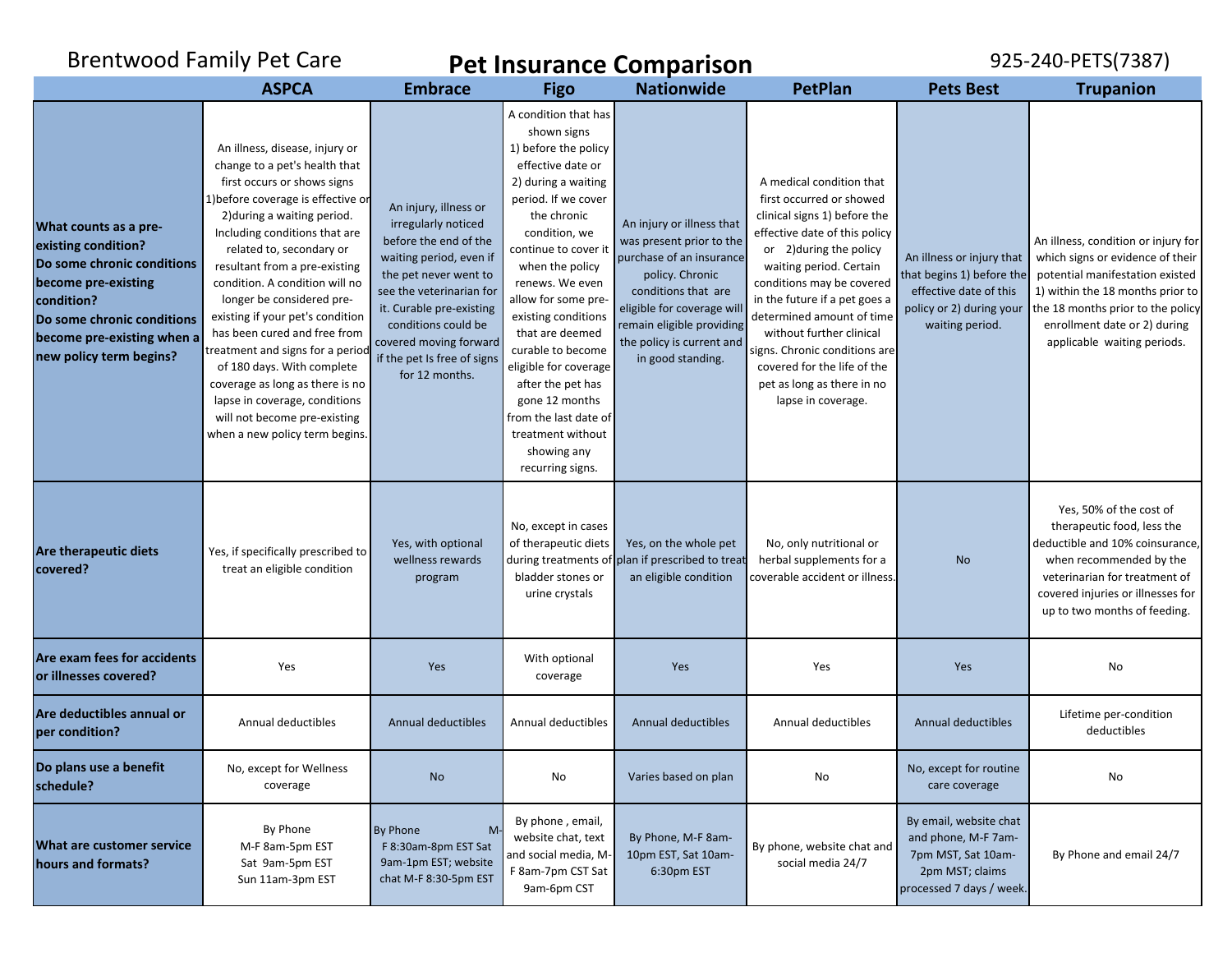Brentwood Family Pet Care

# Pet Insurance Comparison

925-240-PETS(7387)

| | ASPCA | Embrace | Figo | Nationwide | PetPlan | Pets Best | Trupanion |
|---|---|---|---|---|---|---|---|
| **What counts as a pre-existing condition? Do some chronic conditions become pre-existing condition? Do some chronic conditions become pre-existing when a new policy term begins?** | An illness, disease, injury or change to a pet's health that first occurs or shows signs 1)before coverage is effective or 2)during a waiting period. Including conditions that are related to, secondary or resultant from a pre-existing condition. A condition will no longer be considered pre-existing if your pet's condition has been cured and free from treatment and signs for a period of 180 days. With complete coverage as long as there is no lapse in coverage, conditions will not become pre-existing when a new policy term begins. | An injury, illness or irregularly noticed before the end of the waiting period, even if the pet never went to see the veterinarian for it. Curable pre-existing conditions could be covered moving forward if the pet Is free of signs for 12 months. | A condition that has shown signs 1) before the policy effective date or 2) during a waiting period. If we cover the chronic condition, we continue to cover it when the policy renews. We even allow for some pre-existing conditions that are deemed curable to become eligible for coverage after the pet has gone 12 months from the last date of treatment without showing any recurring signs. | An injury or illness that was present prior to the purchase of an insurance policy. Chronic conditions that are eligible for coverage will remain eligible providing the policy is current and in good standing. | A medical condition that first occurred or showed clinical signs 1) before the effective date of this policy or 2)during the policy waiting period. Certain conditions may be covered in the future if a pet goes a determined amount of time without further clinical signs. Chronic conditions are covered for the life of the pet as long as there in no lapse in coverage. | An illness or injury that that begins 1) before the effective date of this policy or 2) during your waiting period. | An illness, condition or injury for which signs or evidence of their potential manifestation existed 1) within the 18 months prior to the 18 months prior to the policy enrollment date or 2) during applicable waiting periods. |
| **Are therapeutic diets covered?** | Yes, if specifically prescribed to treat an eligible condition | Yes, with optional wellness rewards program | No, except in cases of therapeutic diets during treatments of bladder stones or urine crystals | Yes, on the whole pet plan if prescribed to treat an eligible condition | No, only nutritional or herbal supplements for a coverable accident or illness. | No | Yes, 50% of the cost of therapeutic food, less the deductible and 10% coinsurance, when recommended by the veterinarian for treatment of covered injuries or illnesses for up to two months of feeding. |
| **Are exam fees for accidents or illnesses covered?** | Yes | Yes | With optional coverage | Yes | Yes | Yes | No |
| **Are deductibles annual or per condition?** | Annual deductibles | Annual deductibles | Annual deductibles | Annual deductibles | Annual deductibles | Annual deductibles | Lifetime per-condition deductibles |
| **Do plans use a benefit schedule?** | No, except for Wellness coverage | No | No | Varies based on plan | No | No, except for routine care coverage | No |
| **What are customer service hours and formats?** | By Phone M-F 8am-5pm EST Sat 9am-5pm EST Sun 11am-3pm EST | By Phone M-F 8:30am-8pm EST Sat 9am-1pm EST; website chat M-F 8:30-5pm EST | By phone , email, website chat, text and social media, M-F 8am-7pm CST Sat 9am-6pm CST | By Phone, M-F 8am-10pm EST, Sat 10am-6:30pm EST | By phone, website chat and social media 24/7 | By email, website chat and phone, M-F 7am-7pm MST, Sat 10am-2pm MST; claims processed 7 days / week. | By Phone and email 24/7 |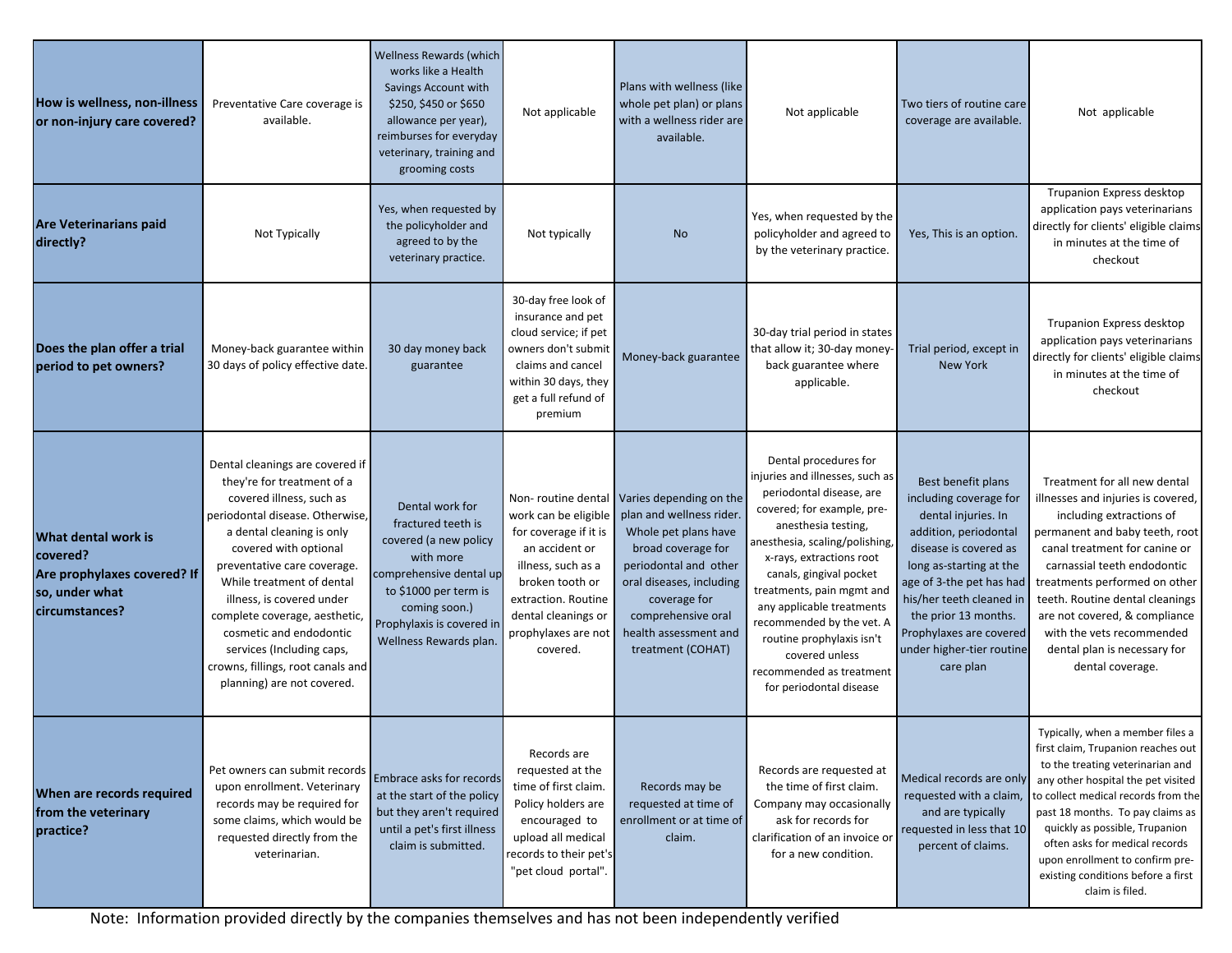| | | | | | | | |
|---|---|---|---|---|---|---|---|
| **How is wellness, non-illness or non-injury care covered?** | Preventative Care coverage is available. | Wellness Rewards (which works like a Health Savings Account with $250, $450 or $650 allowance per year), reimburses for everyday veterinary, training and grooming costs | Not applicable | Plans with wellness (like whole pet plan) or plans with a wellness rider are available. | Not applicable | Two tiers of routine care coverage are available. | Not applicable |
| **Are Veterinarians paid directly?** | Not Typically | Yes, when requested by the policyholder and agreed to by the veterinary practice. | Not typically | No | Yes, when requested by the policyholder and agreed to by the veterinary practice. | Yes, This is an option. | Trupanion Express desktop application pays veterinarians directly for clients' eligible claims in minutes at the time of checkout |
| **Does the plan offer a trial period to pet owners?** | Money-back guarantee within 30 days of policy effective date. | 30 day money back guarantee | 30-day free look of insurance and pet cloud service; if pet owners don't submit claims and cancel within 30 days, they get a full refund of premium | Money-back guarantee | 30-day trial period in states that allow it; 30-day money-back guarantee where applicable. | Trial period, except in New York | Trupanion Express desktop application pays veterinarians directly for clients' eligible claims in minutes at the time of checkout |
| **What dental work is covered? Are prophylaxes covered? If so, under what circumstances?** | Dental cleanings are covered if they're for treatment of a covered illness, such as periodontal disease. Otherwise, a dental cleaning is only covered with optional preventative care coverage. While treatment of dental illness, is covered under complete coverage, aesthetic, cosmetic and endodontic services (Including caps, crowns, fillings, root canals and planning) are not covered. | Dental work for fractured teeth is covered (a new policy with more comprehensive dental up to $1000 per term is coming soon.) Prophylaxis is covered in Wellness Rewards plan. | Non- routine dental work can be eligible for coverage if it is an accident or illness, such as a broken tooth or extraction. Routine dental cleanings or prophylaxes are not covered. | Varies depending on the plan and wellness rider. Whole pet plans have broad coverage for periodontal and other oral diseases, including coverage for comprehensive oral health assessment and treatment (COHAT) | Dental procedures for injuries and illnesses, such as periodontal disease, are covered; for example, pre-anesthesia testing, anesthesia, scaling/polishing, x-rays, extractions root canals, gingival pocket treatments, pain mgmt and any applicable treatments recommended by the vet. A routine prophylaxis isn't covered unless recommended as treatment for periodontal disease | Best benefit plans including coverage for dental injuries. In addition, periodontal disease is covered as long as-starting at the age of 3-the pet has had his/her teeth cleaned in the prior 13 months. Prophylaxes are covered under higher-tier routine care plan | Treatment for all new dental illnesses and injuries is covered, including extractions of permanent and baby teeth, root canal treatment for canine or carnassial teeth endodontic treatments performed on other teeth. Routine dental cleanings are not covered, & compliance with the vets recommended dental plan is necessary for dental coverage. |
| **When are records required from the veterinary practice?** | Pet owners can submit records upon enrollment. Veterinary records may be required for some claims, which would be requested directly from the veterinarian. | Embrace asks for records at the start of the policy but they aren't required until a pet's first illness claim is submitted. | Records are requested at the time of first claim. Policy holders are encouraged to upload all medical records to their pet's "pet cloud portal". | Records may be requested at time of enrollment or at time of claim. | Records are requested at the time of first claim. Company may occasionally ask for records for clarification of an invoice or for a new condition. | Medical records are only requested with a claim, and are typically requested in less that 10 percent of claims. | Typically, when a member files a first claim, Trupanion reaches out to the treating veterinarian and any other hospital the pet visited to collect medical records from the past 18 months. To pay claims as quickly as possible, Trupanion often asks for medical records upon enrollment to confirm pre-existing conditions before a first claim is filed. |

Note: Information provided directly by the companies themselves and has not been independently verified